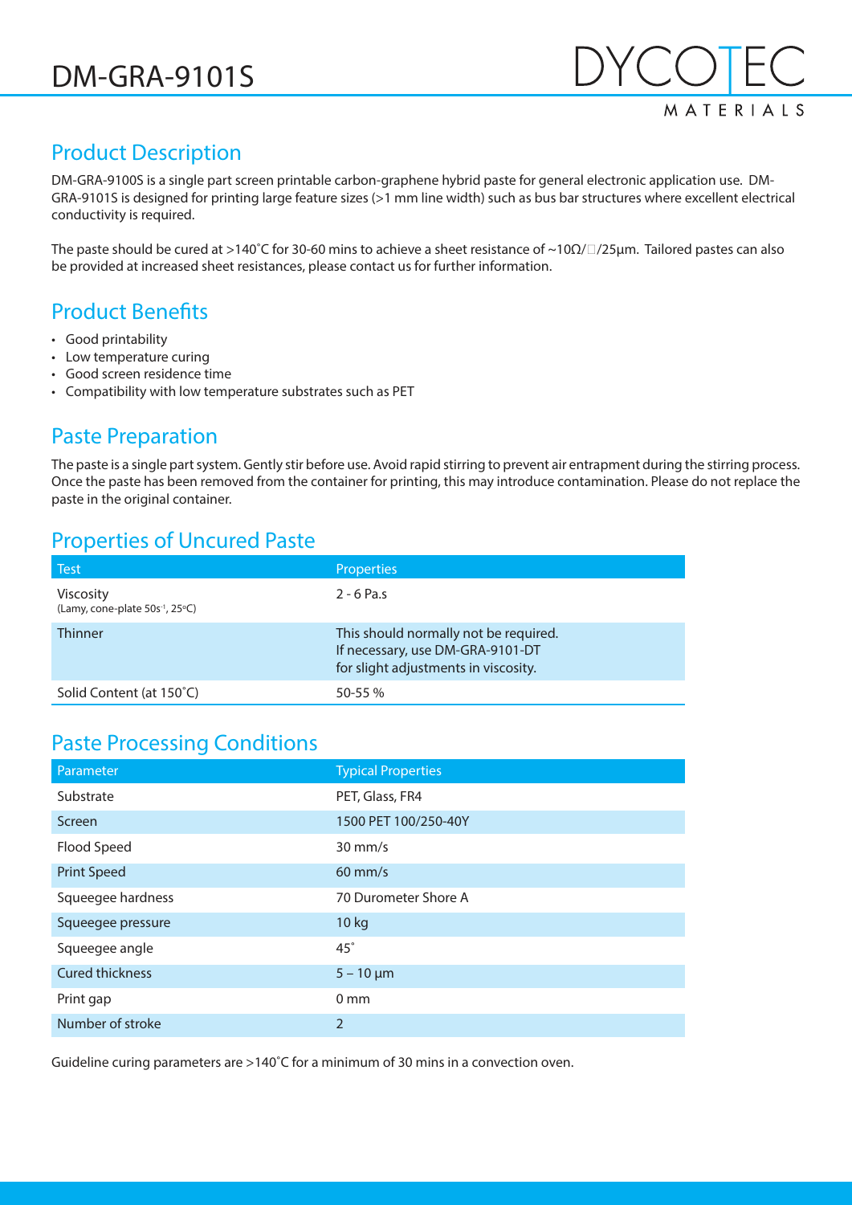# DM-GRA-9101S

DYCOTEC MATERIALS

## Product Description

DM-GRA-9100S is a single part screen printable carbon-graphene hybrid paste for general electronic application use. DM-GRA-9101S is designed for printing large feature sizes (>1 mm line width) such as bus bar structures where excellent electrical conductivity is required.

The paste should be cured at >140˚C for 30-60 mins to achieve a sheet resistance of ~10Ω/□/25µm. Tailored pastes can also be provided at increased sheet resistances, please contact us for further information.

## Product Benefits

- Good printability
- Low temperature curing
- Good screen residence time
- Compatibility with low temperature substrates such as PET

## Paste Preparation

The paste is a single part system. Gently stir before use. Avoid rapid stirring to prevent air entrapment during the stirring process. Once the paste has been removed from the container for printing, this may introduce contamination. Please do not replace the paste in the original container.

## Properties of Uncured Paste

| Test | Properties |
|---|---|
| Viscosity (Lamy, cone-plate 50s$^{-1}$, 25ºC) | 2 - 6 Pa.s |
| Thinner | This should normally not be required. If necessary, use DM-GRA-9101-DT for slight adjustments in viscosity. |
| Solid Content (at 150˚C) | 50-55 % |

## Paste Processing Conditions

| Parameter | Typical Properties |
|---|---|
| Substrate | PET, Glass, FR4 |
| Screen | 1500 PET 100/250-40Y |
| Flood Speed | 30 mm/s |
| Print Speed | 60 mm/s |
| Squeegee hardness | 70 Durometer Shore A |
| Squeegee pressure | 10 kg |
| Squeegee angle | 45˚ |
| Cured thickness | 5 – 10 µm |
| Print gap | 0 mm |
| Number of stroke | 2 |

Guideline curing parameters are >140˚C for a minimum of 30 mins in a convection oven.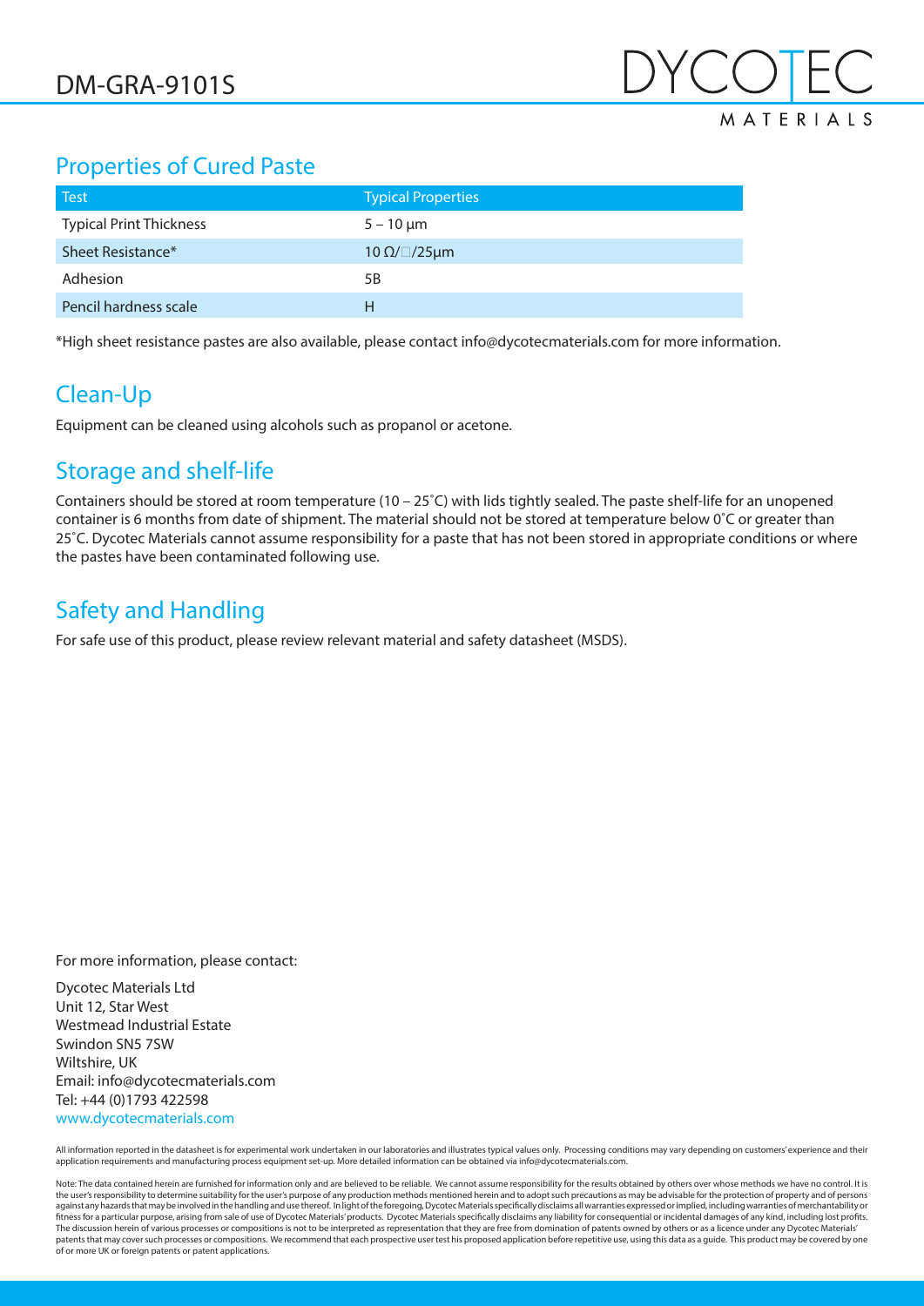## Properties of Cured Paste

| Test | Typical Properties |
| --- | --- |
| Typical Print Thickness | 5 – 10 µm |
| Sheet Resistance* | 10 Ω/□/25µm |
| Adhesion | 5B |
| Pencil hardness scale | H |

*High sheet resistance pastes are also available, please contact info@dycotecmaterials.com for more information.

## Clean-Up

Equipment can be cleaned using alcohols such as propanol or acetone.

## Storage and shelf-life

Containers should be stored at room temperature (10 – 25˚C) with lids tightly sealed. The paste shelf-life for an unopened container is 6 months from date of shipment. The material should not be stored at temperature below 0˚C or greater than 25˚C. Dycotec Materials cannot assume responsibility for a paste that has not been stored in appropriate conditions or where the pastes have been contaminated following use.

## Safety and Handling

For safe use of this product, please review relevant material and safety datasheet (MSDS).

For more information, please contact:

Dycotec Materials Ltd
Unit 12, Star West
Westmead Industrial Estate
Swindon SN5 7SW
Wiltshire, UK
Email: info@dycotecmaterials.com
Tel: +44 (0)1793 422598
www.dycotecmaterials.com

All information reported in the datasheet is for experimental work undertaken in our laboratories and illustrates typical values only. Processing conditions may vary depending on customers' experience and their application requirements and manufacturing process equipment set-up. More detailed information can be obtained via info@dycotecmaterials.com.

Note: The data contained herein are furnished for information only and are believed to be reliable. We cannot assume responsibility for the results obtained by others over whose methods we have no control. It is the user's responsibility to determine suitability for the user's purpose of any production methods mentioned herein and to adopt such precautions as may be advisable for the protection of property and of persons against any hazards that may be involved in the handling and use thereof. In light of the foregoing, Dycotec Materials specifically disclaims all warranties expressed or implied, including warranties of merchantability or fitness for a particular purpose, arising from sale of use of Dycotec Materials' products. Dycotec Materials specifically disclaims any liability for consequential or incidental damages of any kind, including lost profits. The discussion herein of various processes or compositions is not to be interpreted as representation that they are free from domination of patents owned by others or as a licence under any Dycotec Materials' patents that may cover such processes or compositions. We recommend that each prospective user test his proposed application before repetitive use, using this data as a guide. This product may be covered by one of or more UK or foreign patents or patent applications.